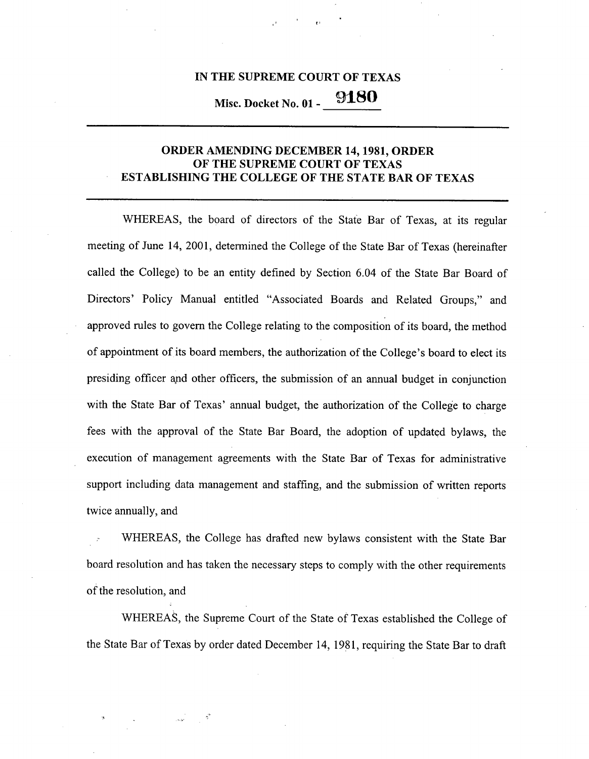**IN THE SUPREME COURT OF TEXAS**

**Misc. Docket No. 01 - 9180**

---

## ORDER AMENDING DECEMBER 14, 1981, ORDER OF THE SUPREME COURT OF TEXAS ESTABLISHING THE COLLEGE OF THE STATE BAR OF TEXAS

---

WHEREAS, the board of directors of the State Bar of Texas, at its regular meeting of June 14, 2001, determined the College of the State Bar of Texas (hereinafter called the College) to be an entity defined by Section 6.04 of the State Bar Board of Directors' Policy Manual entitled "Associated Boards and Related Groups," and approved rules to govern the College relating to the composition of its board, the method of appointment of its board members, the authorization of the College's board to elect its presiding officer and other officers, the submission of an annual budget in conjunction with the State Bar of Texas' annual budget, the authorization of the College to charge fees with the approval of the State Bar Board, the adoption of updated bylaws, the execution of management agreements with the State Bar of Texas for administrative support including data management and staffing, and the submission of written reports twice annually, and

WHEREAS, the College has drafted new bylaws consistent with the State Bar board resolution and has taken the necessary steps to comply with the other requirements of the resolution, and

WHEREAS, the Supreme Court of the State of Texas established the College of the State Bar of Texas by order dated December 14, 1981, requiring the State Bar to draft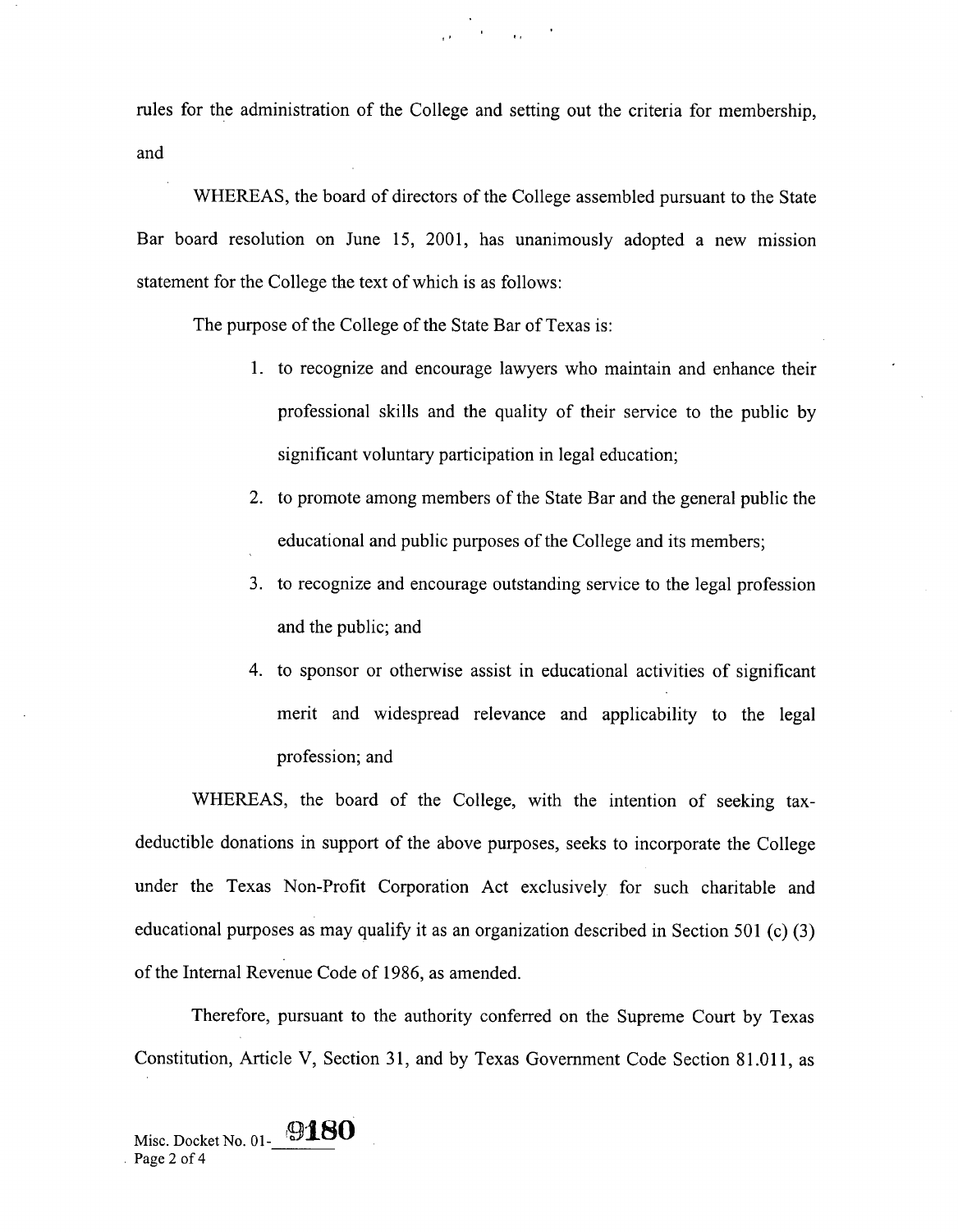rules for the administration of the College and setting out the criteria for membership, and

WHEREAS, the board of directors of the College assembled pursuant to the State Bar board resolution on June 15, 2001, has unanimously adopted a new mission statement for the College the text of which is as follows:

The purpose of the College of the State Bar of Texas is:

1. to recognize and encourage lawyers who maintain and enhance their professional skills and the quality of their service to the public by significant voluntary participation in legal education;
2. to promote among members of the State Bar and the general public the educational and public purposes of the College and its members;
3. to recognize and encourage outstanding service to the legal profession and the public; and
4. to sponsor or otherwise assist in educational activities of significant merit and widespread relevance and applicability to the legal profession; and

WHEREAS, the board of the College, with the intention of seeking tax-deductible donations in support of the above purposes, seeks to incorporate the College under the Texas Non-Profit Corporation Act exclusively for such charitable and educational purposes as may qualify it as an organization described in Section 501 (c) (3) of the Internal Revenue Code of 1986, as amended.

Therefore, pursuant to the authority conferred on the Supreme Court by Texas Constitution, Article V, Section 31, and by Texas Government Code Section 81.011, as

Misc. Docket No. 01-9180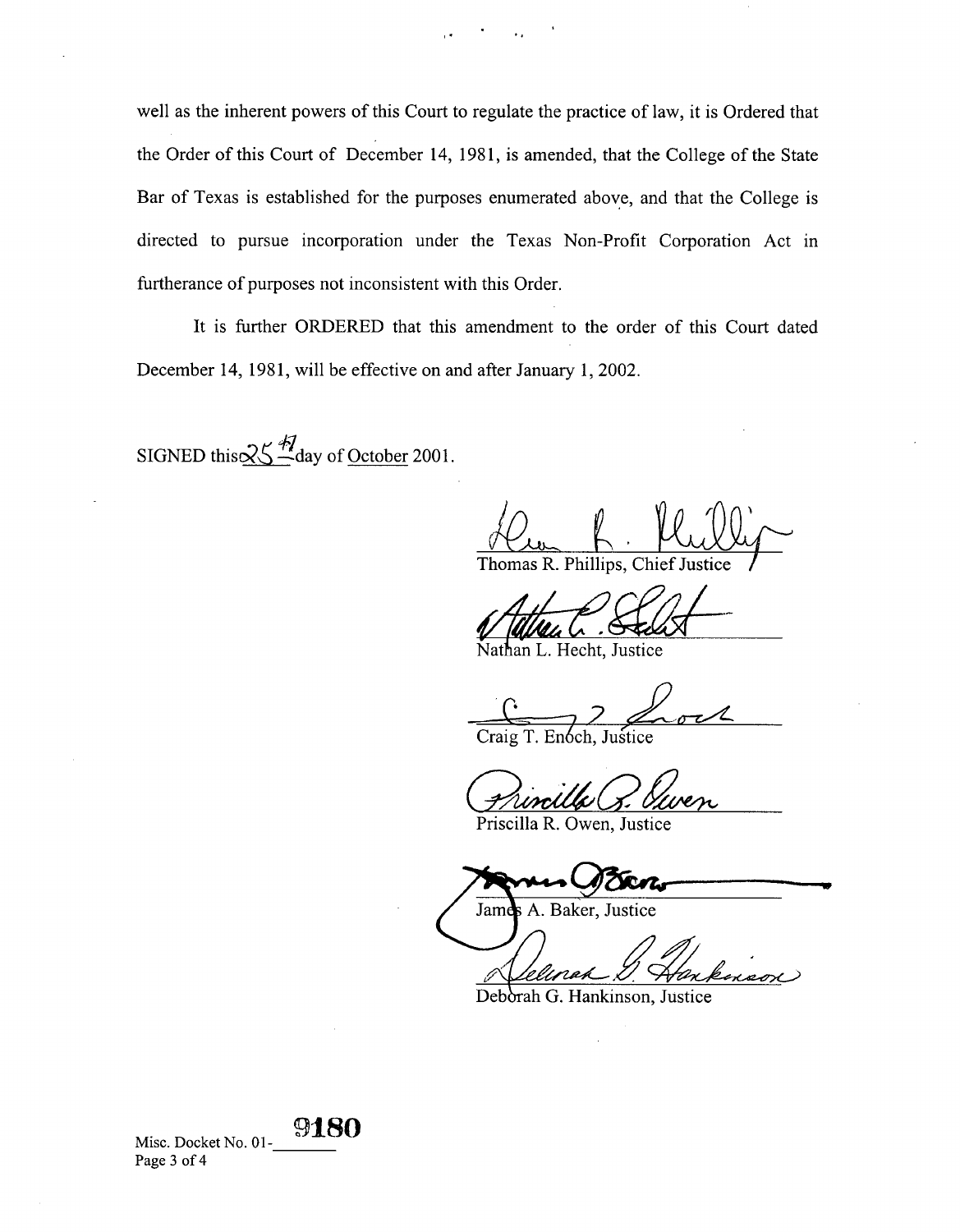well as the inherent powers of this Court to regulate the practice of law, it is Ordered that the Order of this Court of December 14, 1981, is amended, that the College of the State Bar of Texas is established for the purposes enumerated above, and that the College is directed to pursue incorporation under the Texas Non-Profit Corporation Act in furtherance of purposes not inconsistent with this Order.

It is further ORDERED that this amendment to the order of this Court dated December 14, 1981, will be effective on and after January 1, 2002.

SIGNED this 25th day of October 2001.

Thomas R. Phillips, Chief Justice

Nathan L. Hecht, Justice

Craig T. Enoch, Justice

Priscilla R. Owen, Justice

James A. Baker, Justice

Deborah G. Hankinson, Justice

Misc. Docket No. 01-9180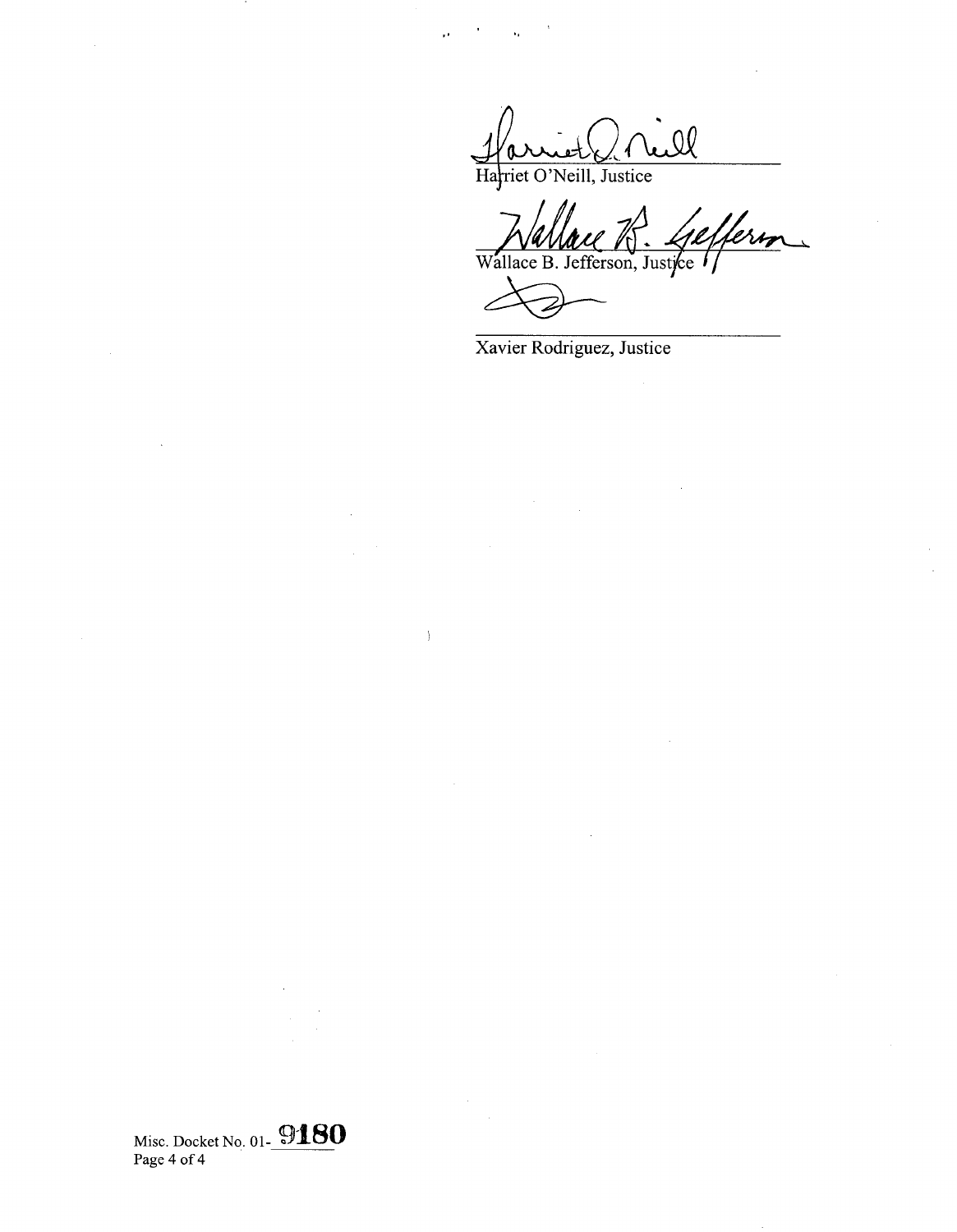Harriet O'Neill, Justice

Wallace B. Jefferson, Justice

Xavier Rodriguez, Justice

Misc. Docket No. 01-9180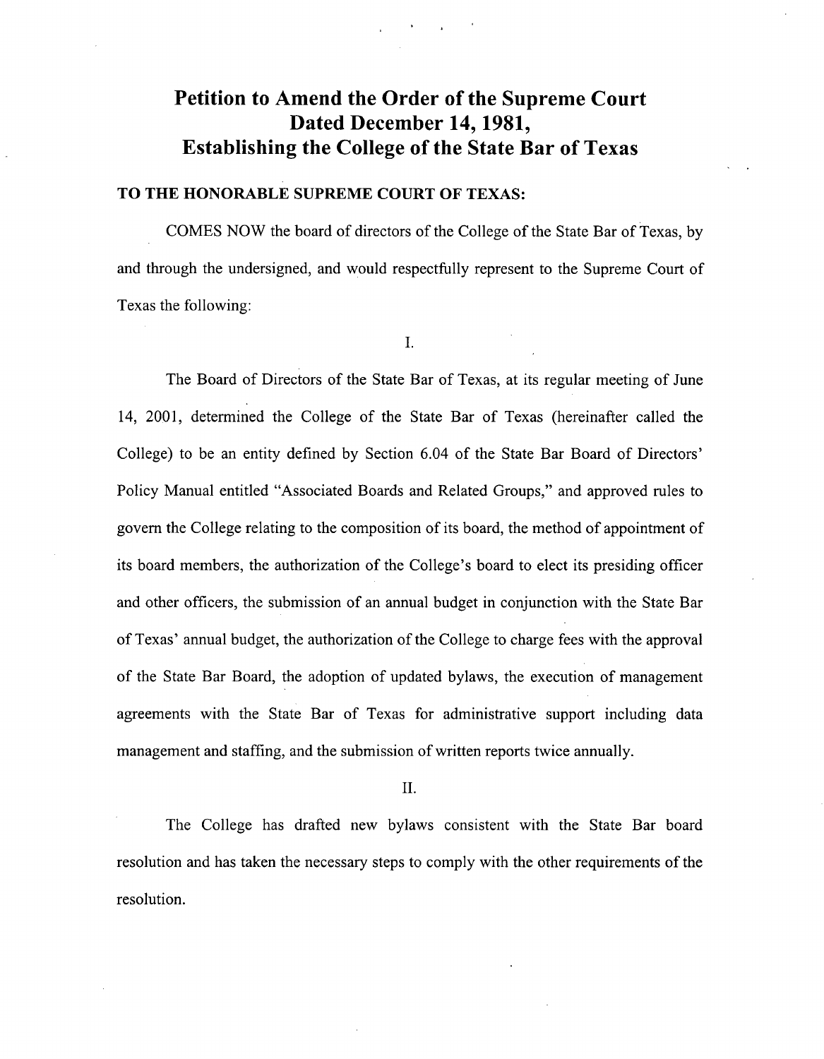# Petition to Amend the Order of the Supreme Court Dated December 14, 1981, Establishing the College of the State Bar of Texas

**TO THE HONORABLE SUPREME COURT OF TEXAS:**

COMES NOW the board of directors of the College of the State Bar of Texas, by and through the undersigned, and would respectfully represent to the Supreme Court of Texas the following:

I.

The Board of Directors of the State Bar of Texas, at its regular meeting of June 14, 2001, determined the College of the State Bar of Texas (hereinafter called the College) to be an entity defined by Section 6.04 of the State Bar Board of Directors' Policy Manual entitled "Associated Boards and Related Groups," and approved rules to govern the College relating to the composition of its board, the method of appointment of its board members, the authorization of the College's board to elect its presiding officer and other officers, the submission of an annual budget in conjunction with the State Bar of Texas' annual budget, the authorization of the College to charge fees with the approval of the State Bar Board, the adoption of updated bylaws, the execution of management agreements with the State Bar of Texas for administrative support including data management and staffing, and the submission of written reports twice annually.

II.

The College has drafted new bylaws consistent with the State Bar board resolution and has taken the necessary steps to comply with the other requirements of the resolution.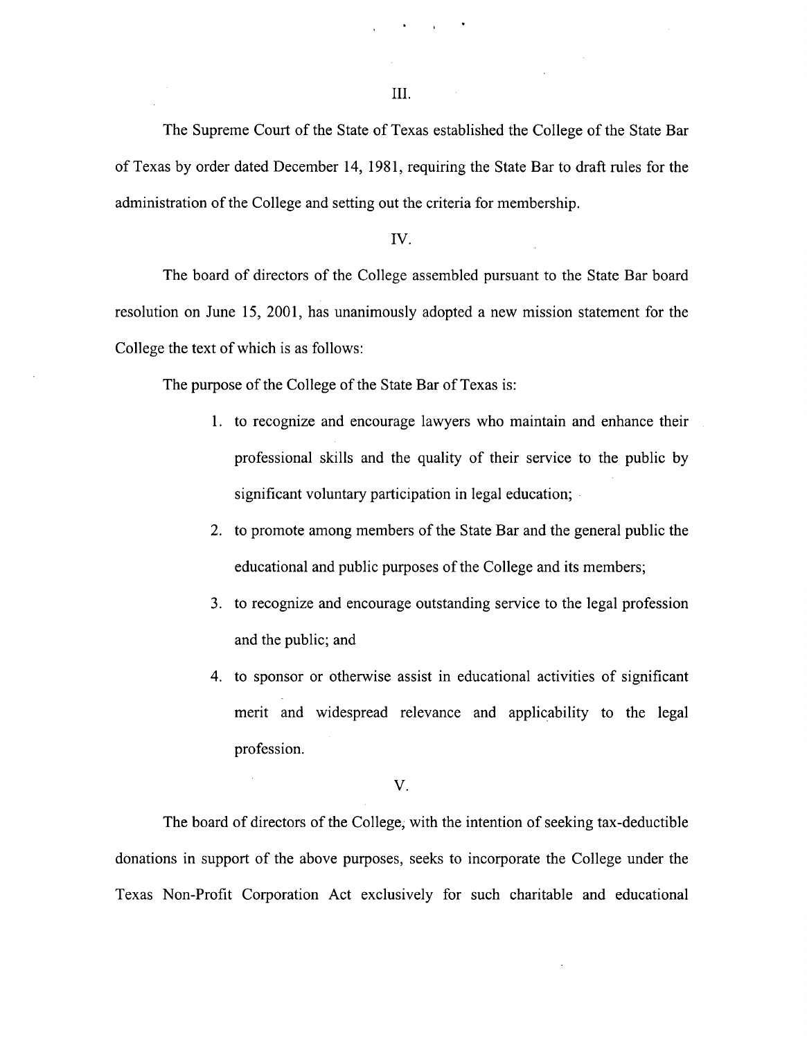III.

The Supreme Court of the State of Texas established the College of the State Bar of Texas by order dated December 14, 1981, requiring the State Bar to draft rules for the administration of the College and setting out the criteria for membership.

IV.

The board of directors of the College assembled pursuant to the State Bar board resolution on June 15, 2001, has unanimously adopted a new mission statement for the College the text of which is as follows:

The purpose of the College of the State Bar of Texas is:

1. to recognize and encourage lawyers who maintain and enhance their professional skills and the quality of their service to the public by significant voluntary participation in legal education;
2. to promote among members of the State Bar and the general public the educational and public purposes of the College and its members;
3. to recognize and encourage outstanding service to the legal profession and the public; and
4. to sponsor or otherwise assist in educational activities of significant merit and widespread relevance and applicability to the legal profession.

V.

The board of directors of the College, with the intention of seeking tax-deductible donations in support of the above purposes, seeks to incorporate the College under the Texas Non-Profit Corporation Act exclusively for such charitable and educational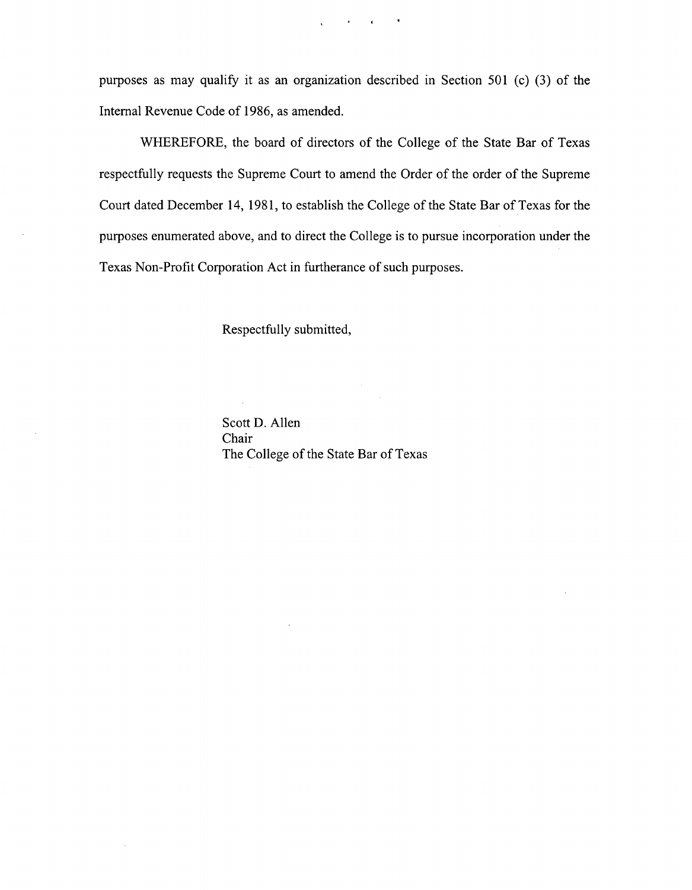purposes as may qualify it as an organization described in Section 501 (c) (3) of the Internal Revenue Code of 1986, as amended.

WHEREFORE, the board of directors of the College of the State Bar of Texas respectfully requests the Supreme Court to amend the Order of the order of the Supreme Court dated December 14, 1981, to establish the College of the State Bar of Texas for the purposes enumerated above, and to direct the College is to pursue incorporation under the Texas Non-Profit Corporation Act in furtherance of such purposes.

Respectfully submitted,

Scott D. Allen  
Chair  
The College of the State Bar of Texas